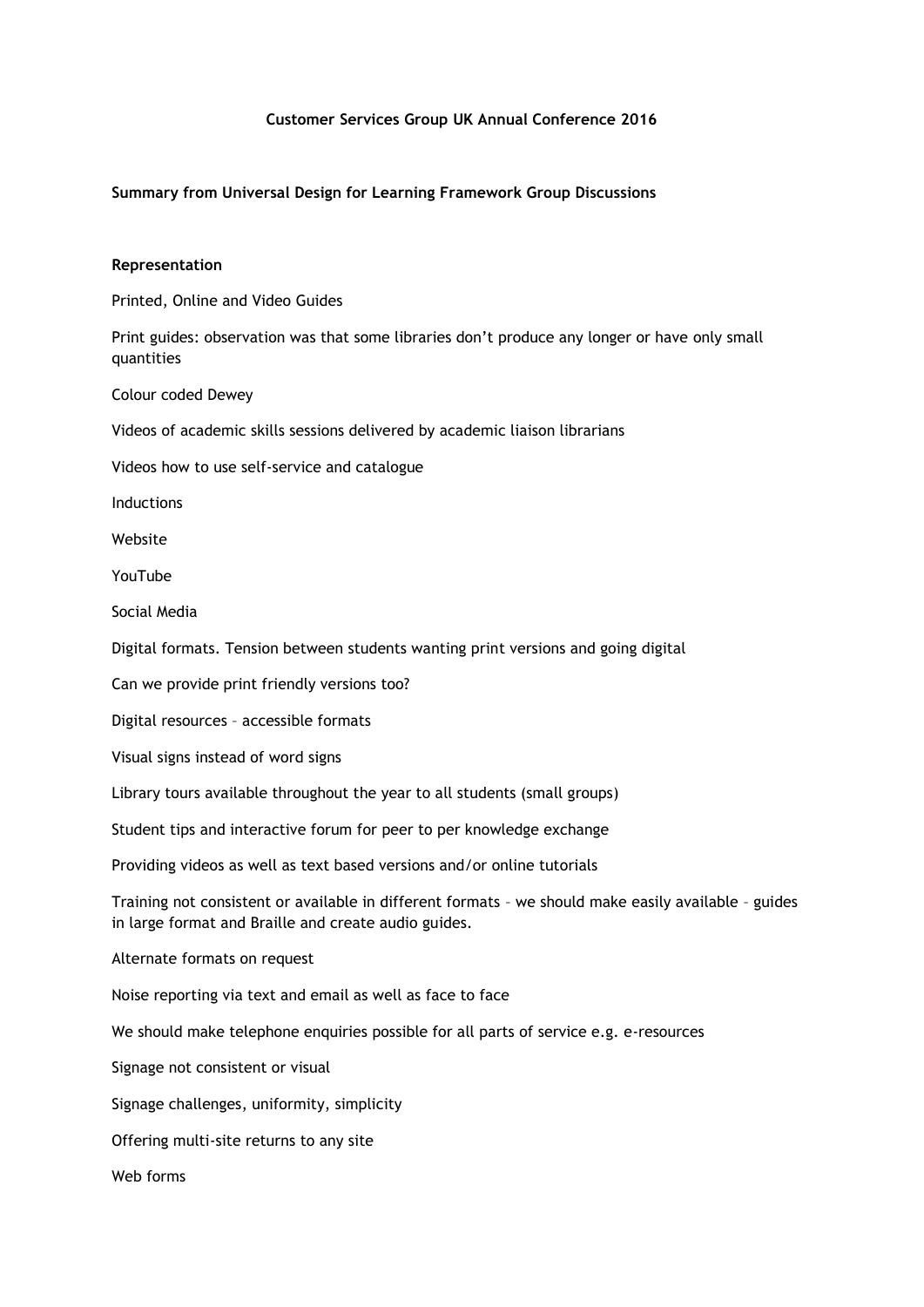**Customer Services Group UK Annual Conference 2016**

**Summary from Universal Design for Learning Framework Group Discussions**

**Representation**

Printed, Online and Video Guides

Print guides: observation was that some libraries don't produce any longer or have only small quantities

Colour coded Dewey

Videos of academic skills sessions delivered by academic liaison librarians

Videos how to use self-service and catalogue

Inductions

Website

YouTube

Social Media

Digital formats. Tension between students wanting print versions and going digital

Can we provide print friendly versions too?

Digital resources – accessible formats

Visual signs instead of word signs

Library tours available throughout the year to all students (small groups)

Student tips and interactive forum for peer to per knowledge exchange

Providing videos as well as text based versions and/or online tutorials

Training not consistent or available in different formats – we should make easily available – guides in large format and Braille and create audio guides.

Alternate formats on request

Noise reporting via text and email as well as face to face

We should make telephone enquiries possible for all parts of service e.g. e-resources

Signage not consistent or visual

Signage challenges, uniformity, simplicity

Offering multi-site returns to any site

Web forms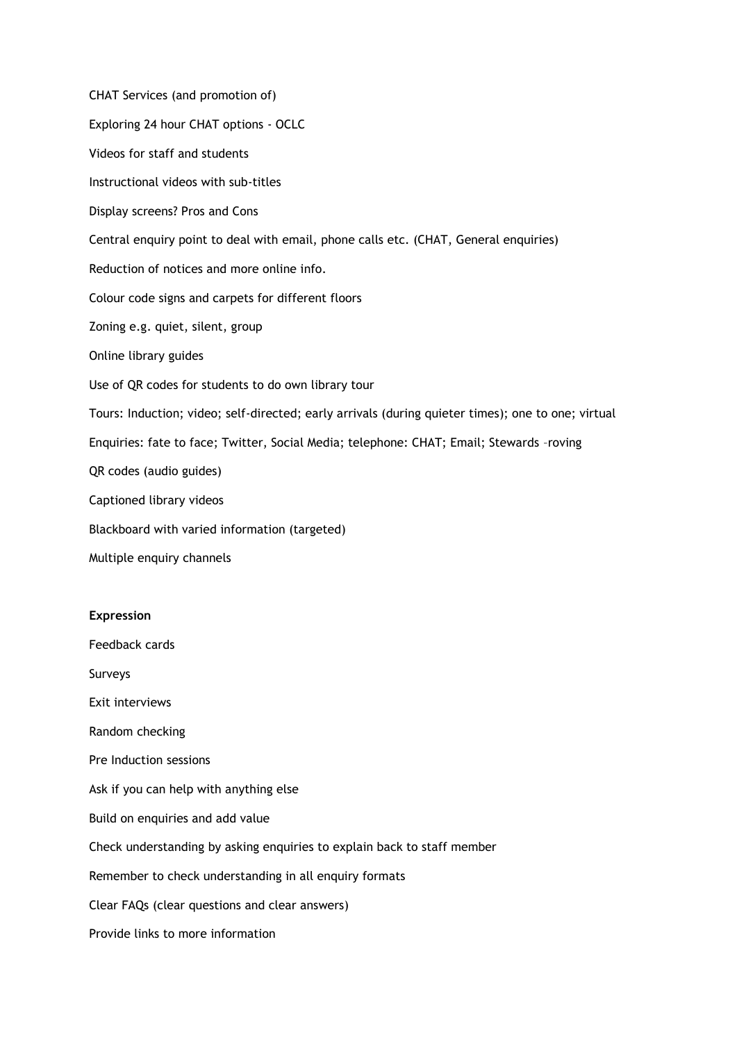CHAT Services (and promotion of)

Exploring 24 hour CHAT options - OCLC

Videos for staff and students

Instructional videos with sub-titles

Display screens? Pros and Cons

Central enquiry point to deal with email, phone calls etc. (CHAT, General enquiries)

Reduction of notices and more online info.

Colour code signs and carpets for different floors

Zoning e.g. quiet, silent, group

Online library guides

Use of QR codes for students to do own library tour

Tours: Induction; video; self-directed; early arrivals (during quieter times); one to one; virtual

Enquiries: fate to face; Twitter, Social Media; telephone: CHAT; Email; Stewards –roving

QR codes (audio guides)

Captioned library videos

Blackboard with varied information (targeted)

Multiple enquiry channels

**Expression**

Feedback cards

Surveys

Exit interviews

Random checking

Pre Induction sessions

Ask if you can help with anything else

Build on enquiries and add value

Check understanding by asking enquiries to explain back to staff member

Remember to check understanding in all enquiry formats

Clear FAQs (clear questions and clear answers)

Provide links to more information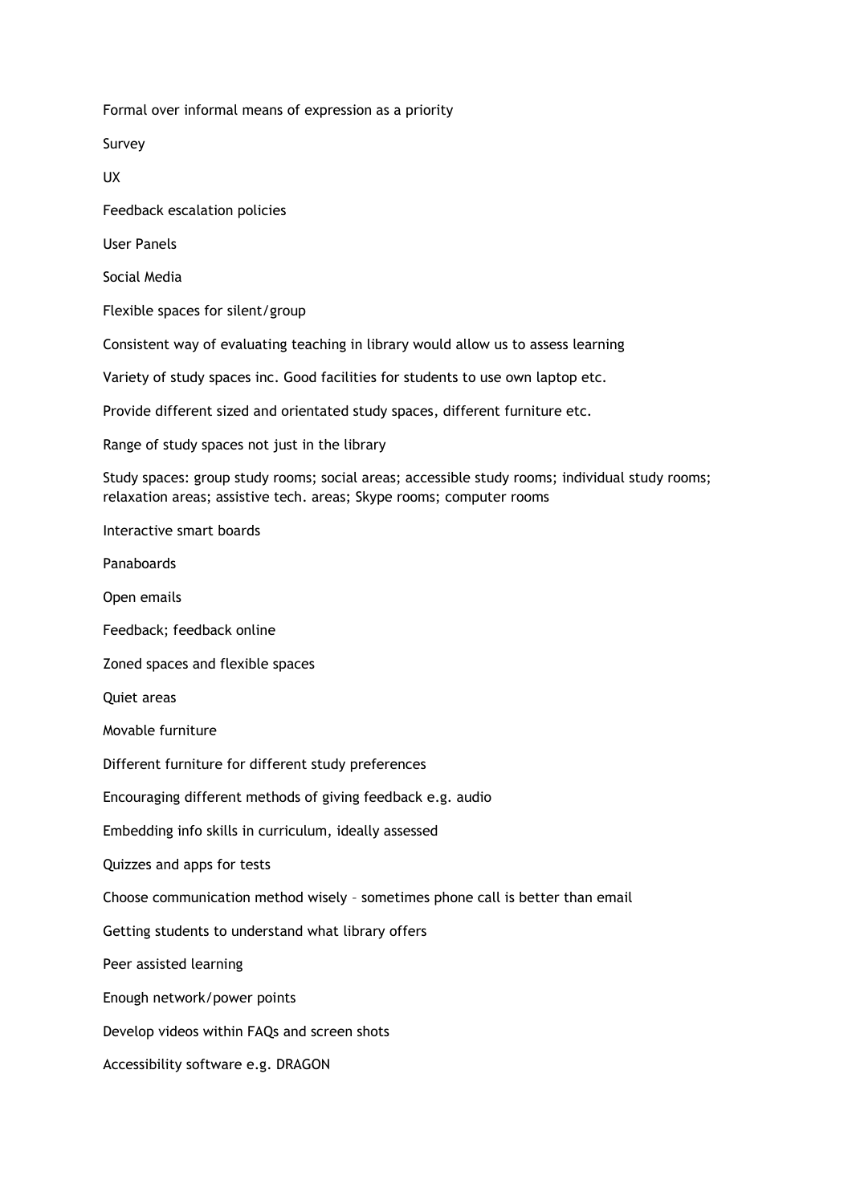Formal over informal means of expression as a priority

Survey

UX

Feedback escalation policies

User Panels

Social Media

Flexible spaces for silent/group

Consistent way of evaluating teaching in library would allow us to assess learning

Variety of study spaces inc. Good facilities for students to use own laptop etc.

Provide different sized and orientated study spaces, different furniture etc.

Range of study spaces not just in the library

Study spaces: group study rooms; social areas; accessible study rooms; individual study rooms; relaxation areas; assistive tech. areas; Skype rooms; computer rooms

Interactive smart boards

Panaboards

Open emails

Feedback; feedback online

Zoned spaces and flexible spaces

Quiet areas

Movable furniture

Different furniture for different study preferences

Encouraging different methods of giving feedback e.g. audio

Embedding info skills in curriculum, ideally assessed

Quizzes and apps for tests

Choose communication method wisely – sometimes phone call is better than email

Getting students to understand what library offers

Peer assisted learning

Enough network/power points

Develop videos within FAQs and screen shots

Accessibility software e.g. DRAGON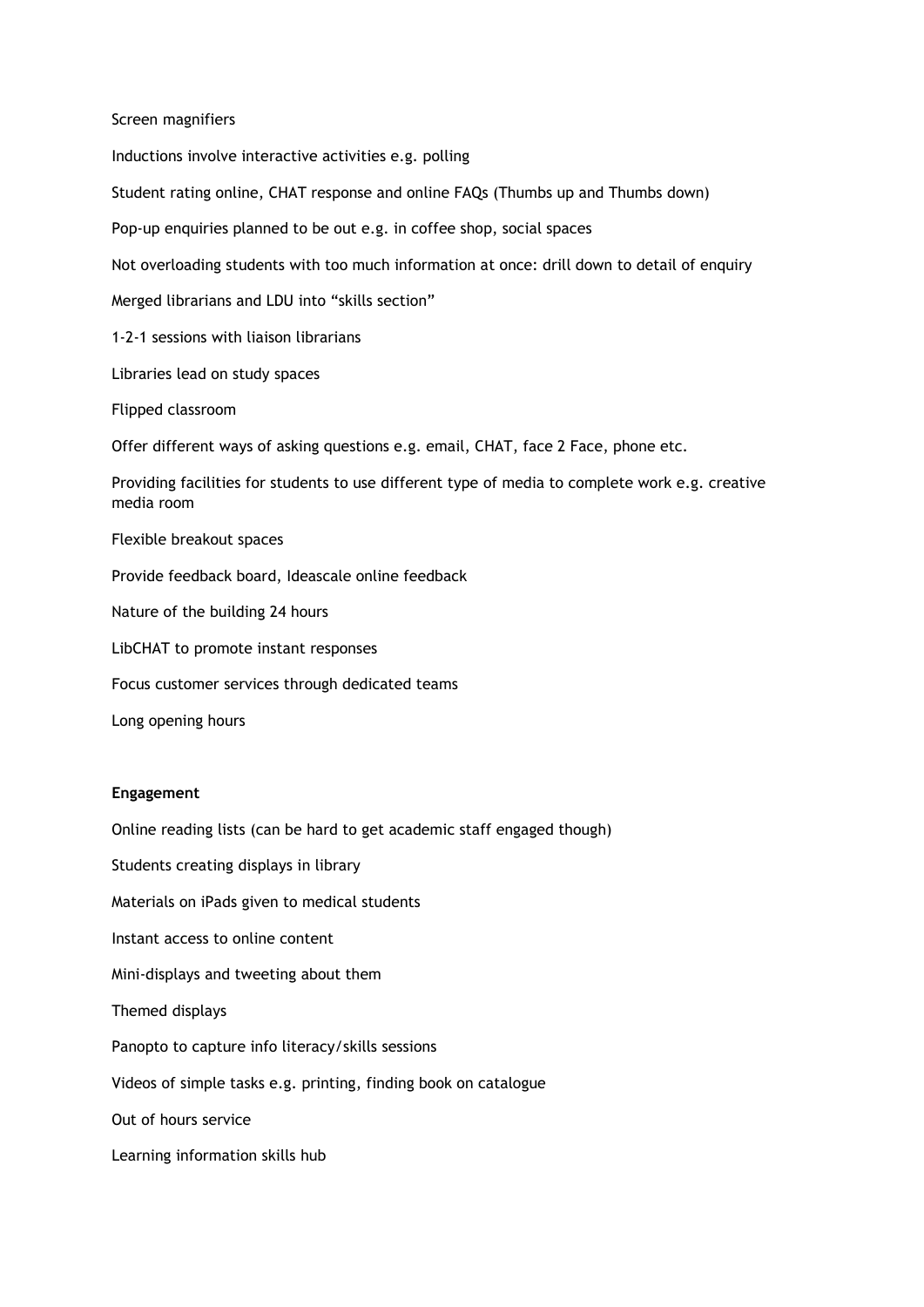Screen magnifiers

Inductions involve interactive activities e.g. polling

Student rating online, CHAT response and online FAQs (Thumbs up and Thumbs down)

Pop-up enquiries planned to be out e.g. in coffee shop, social spaces

Not overloading students with too much information at once: drill down to detail of enquiry

Merged librarians and LDU into "skills section"

1-2-1 sessions with liaison librarians

Libraries lead on study spaces

Flipped classroom

Offer different ways of asking questions e.g. email, CHAT, face 2 Face, phone etc.

Providing facilities for students to use different type of media to complete work e.g. creative media room

Flexible breakout spaces

Provide feedback board, Ideascale online feedback

Nature of the building 24 hours

LibCHAT to promote instant responses

Focus customer services through dedicated teams

Long opening hours

**Engagement**

Online reading lists (can be hard to get academic staff engaged though)

Students creating displays in library

Materials on iPads given to medical students

Instant access to online content

Mini-displays and tweeting about them

Themed displays

Panopto to capture info literacy/skills sessions

Videos of simple tasks e.g. printing, finding book on catalogue

Out of hours service

Learning information skills hub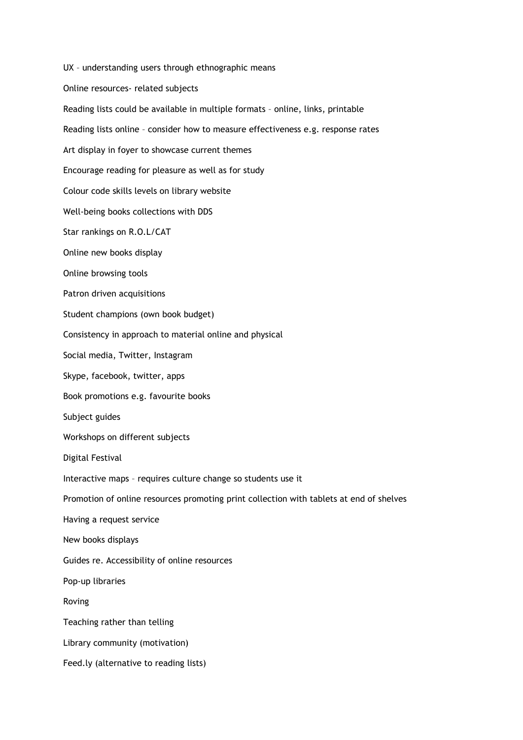UX – understanding users through ethnographic means

Online resources- related subjects

Reading lists could be available in multiple formats – online, links, printable

Reading lists online – consider how to measure effectiveness e.g. response rates

Art display in foyer to showcase current themes

Encourage reading for pleasure as well as for study

Colour code skills levels on library website

Well-being books collections with DDS

Star rankings on R.O.L/CAT

Online new books display

Online browsing tools

Patron driven acquisitions

Student champions (own book budget)

Consistency in approach to material online and physical

Social media, Twitter, Instagram

Skype, facebook, twitter, apps

Book promotions e.g. favourite books

Subject guides

Workshops on different subjects

Digital Festival

Interactive maps – requires culture change so students use it

Promotion of online resources promoting print collection with tablets at end of shelves

Having a request service

New books displays

Guides re. Accessibility of online resources

Pop-up libraries

Roving

Teaching rather than telling

Library community (motivation)

Feed.ly (alternative to reading lists)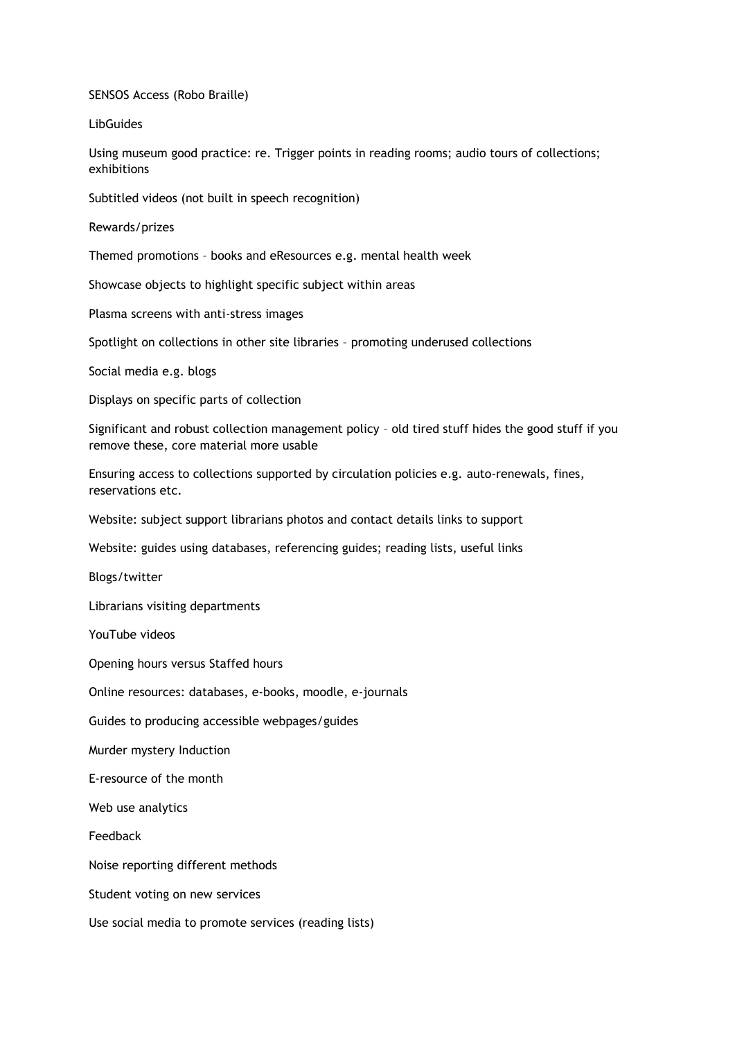SENSOS Access (Robo Braille)

LibGuides

Using museum good practice: re. Trigger points in reading rooms; audio tours of collections; exhibitions

Subtitled videos (not built in speech recognition)

Rewards/prizes

Themed promotions – books and eResources e.g. mental health week

Showcase objects to highlight specific subject within areas

Plasma screens with anti-stress images

Spotlight on collections in other site libraries – promoting underused collections

Social media e.g. blogs

Displays on specific parts of collection

Significant and robust collection management policy – old tired stuff hides the good stuff if you remove these, core material more usable

Ensuring access to collections supported by circulation policies e.g. auto-renewals, fines, reservations etc.

Website: subject support librarians photos and contact details links to support

Website: guides using databases, referencing guides; reading lists, useful links

Blogs/twitter

Librarians visiting departments

YouTube videos

Opening hours versus Staffed hours

Online resources: databases, e-books, moodle, e-journals

Guides to producing accessible webpages/guides

Murder mystery Induction

E-resource of the month

Web use analytics

Feedback

Noise reporting different methods

Student voting on new services

Use social media to promote services (reading lists)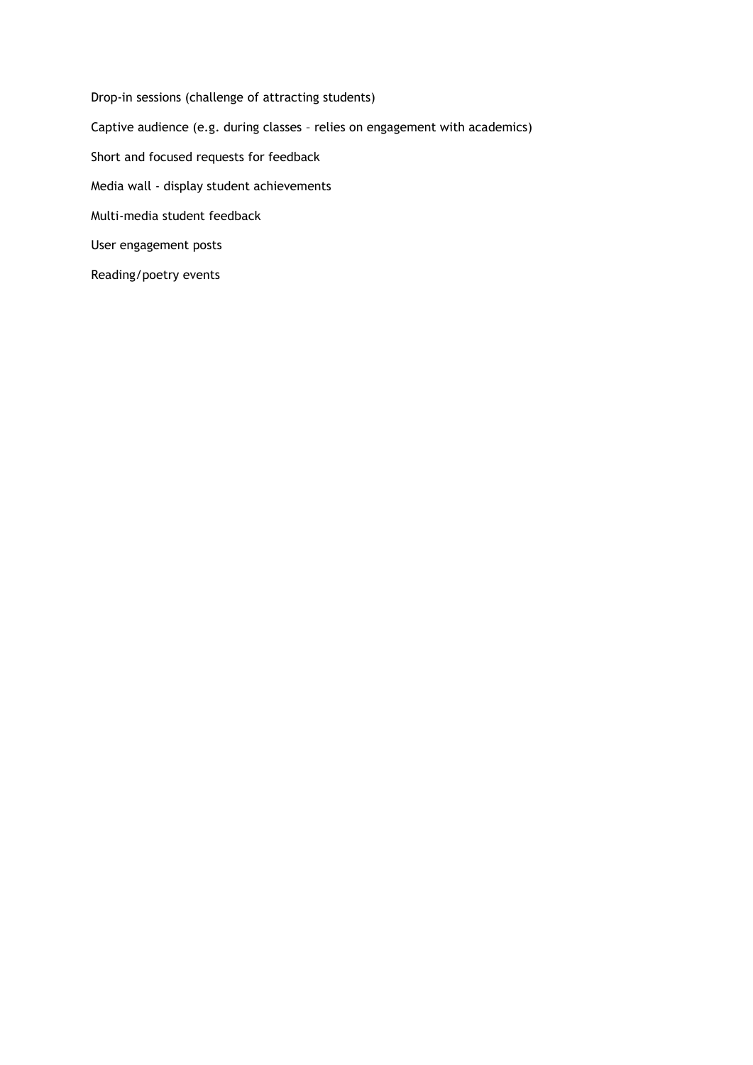Drop-in sessions (challenge of attracting students)

Captive audience (e.g. during classes – relies on engagement with academics)

Short and focused requests for feedback

Media wall - display student achievements

Multi-media student feedback

User engagement posts

Reading/poetry events